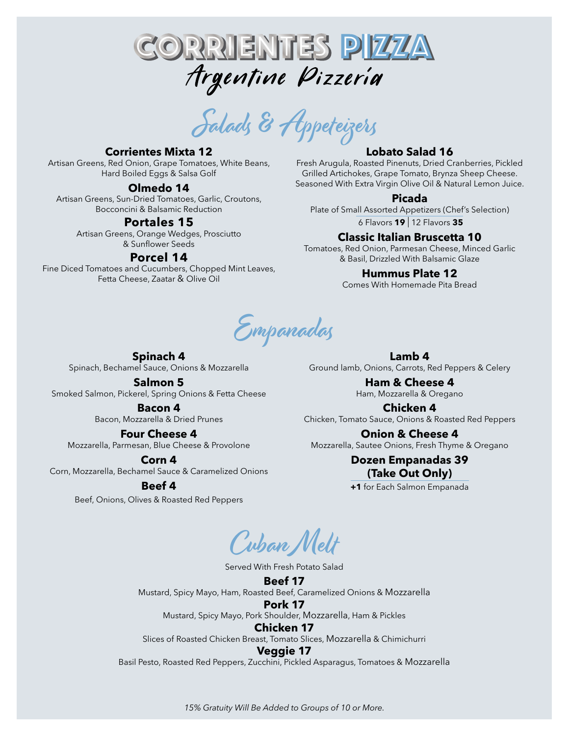# CORRIENTES PIZZA

## Argentine Pizzeria

## Salads & Appeteizers

### Corrientes Mixta 12

Artisan Greens, Red Onion, Grape Tomatoes, White Beans, Hard Boiled Eggs & Salsa Golf

### Olmedo 14

Artisan Greens, Sun-Dried Tomatoes, Garlic, Croutons, Bocconcini & Balsamic Reduction

### Portales 15

Artisan Greens, Orange Wedges, Prosciutto & Sunflower Seeds

### Porcel 14

Fine Diced Tomatoes and Cucumbers, Chopped Mint Leaves, Fetta Cheese, Zaatar & Olive Oil

### Lobato Salad 16

Fresh Arugula, Roasted Pinenuts, Dried Cranberries, Pickled Grilled Artichokes, Grape Tomato, Brynza Sheep Cheese. Seasoned With Extra Virgin Olive Oil & Natural Lemon Juice.

### Picada

Plate of Small Assorted Appetizers (Chef's Selection)

6 Flavors **19** | 12 Flavors **35**

### Classic Italian Bruscetta 10

Tomatoes, Red Onion, Parmesan Cheese, Minced Garlic & Basil, Drizzled With Balsamic Glaze

### Hummus Plate 12

Comes With Homemade Pita Bread

## Empanadas

### Spinach 4

Spinach, Bechamel Sauce, Onions & Mozzarella

### Salmon 5

Smoked Salmon, Pickerel, Spring Onions & Fetta Cheese

### Bacon 4

Bacon, Mozzarella & Dried Prunes

### Four Cheese 4

Mozzarella, Parmesan, Blue Cheese & Provolone

### Corn 4

Corn, Mozzarella, Bechamel Sauce & Caramelized Onions

### Beef 4

Beef, Onions, Olives & Roasted Red Peppers

### Lamb 4

Ground lamb, Onions, Carrots, Red Peppers & Celery

### Ham & Cheese 4

Ham, Mozzarella & Oregano

### Chicken 4

Chicken, Tomato Sauce, Onions & Roasted Red Peppers

### Onion & Cheese 4

Mozzarella, Sautee Onions, Fresh Thyme & Oregano

### Dozen Empanadas 39 (Take Out Only)

**+1** for Each Salmon Empanada

## Cuban Melt

Served With Fresh Potato Salad

### Beef 17

Mustard, Spicy Mayo, Ham, Roasted Beef, Caramelized Onions & Mozzarella

### Pork 17

Mustard, Spicy Mayo, Pork Shoulder, Mozzarella, Ham & Pickles

### Chicken 17

Slices of Roasted Chicken Breast, Tomato Slices, Mozzarella & Chimichurri

### Veggie 17

Basil Pesto, Roasted Red Peppers, Zucchini, Pickled Asparagus, Tomatoes & Mozzarella

*15% Gratuity Will Be Added to Groups of 10 or More.*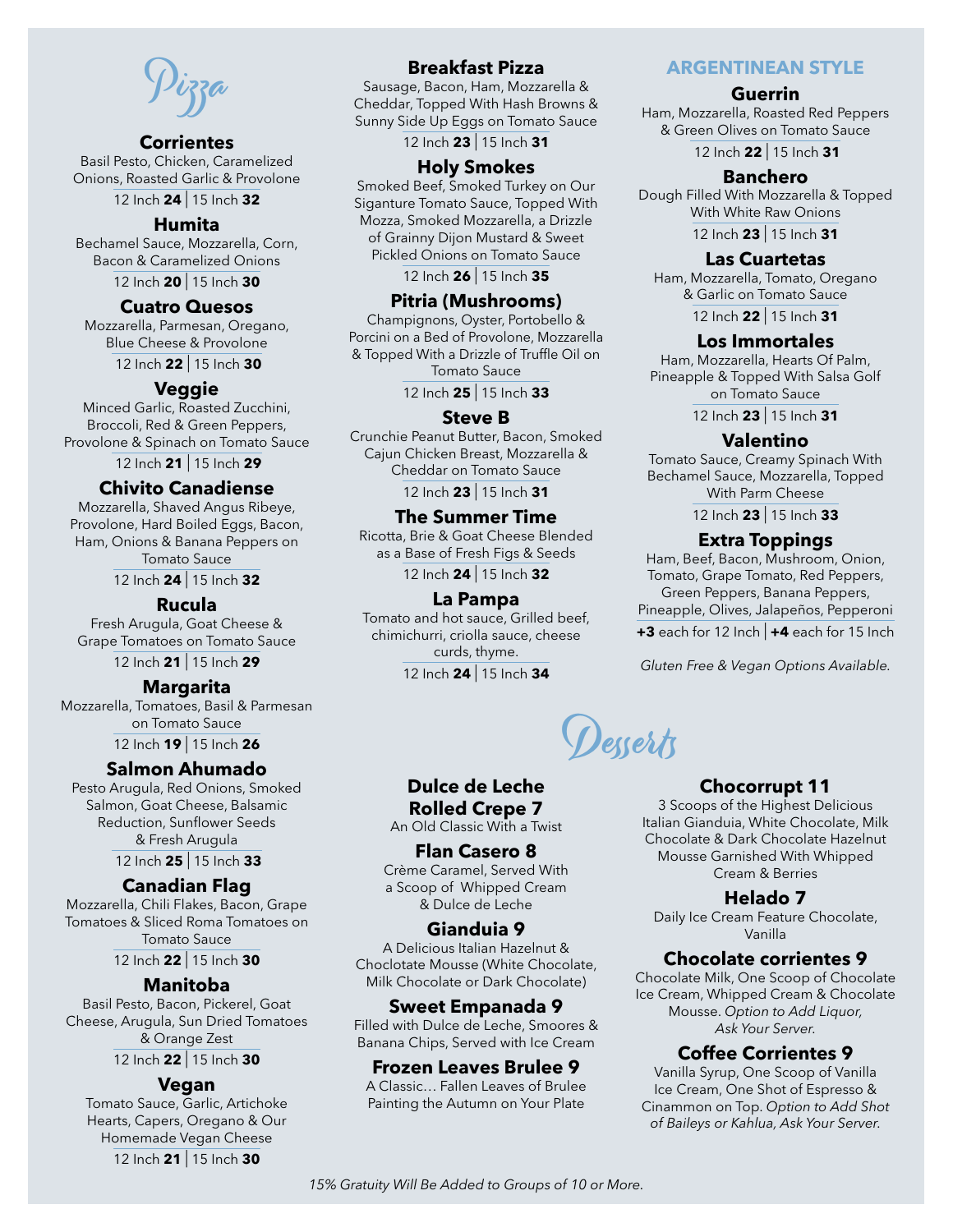# Pizza

### Corrientes
Basil Pesto, Chicken, Caramelized Onions, Roasted Garlic & Provolone

12 Inch **24** | 15 Inch **32**

### Humita
Bechamel Sauce, Mozzarella, Corn, Bacon & Caramelized Onions

12 Inch **20** | 15 Inch **30**

### Cuatro Quesos
Mozzarella, Parmesan, Oregano, Blue Cheese & Provolone

12 Inch **22** | 15 Inch **30**

### Veggie
Minced Garlic, Roasted Zucchini, Broccoli, Red & Green Peppers, Provolone & Spinach on Tomato Sauce

12 Inch **21** | 15 Inch **29**

### Chivito Canadiense
Mozzarella, Shaved Angus Ribeye, Provolone, Hard Boiled Eggs, Bacon, Ham, Onions & Banana Peppers on Tomato Sauce

12 Inch **24** | 15 Inch **32**

### Rucula
Fresh Arugula, Goat Cheese & Grape Tomatoes on Tomato Sauce

12 Inch **21** | 15 Inch **29**

### Margarita
Mozzarella, Tomatoes, Basil & Parmesan on Tomato Sauce

12 Inch **19** | 15 Inch **26**

### Salmon Ahumado
Pesto Arugula, Red Onions, Smoked Salmon, Goat Cheese, Balsamic Reduction, Sunflower Seeds & Fresh Arugula

12 Inch **25** | 15 Inch **33**

### Canadian Flag
Mozzarella, Chili Flakes, Bacon, Grape Tomatoes & Sliced Roma Tomatoes on Tomato Sauce

12 Inch **22** | 15 Inch **30**

### Manitoba
Basil Pesto, Bacon, Pickerel, Goat Cheese, Arugula, Sun Dried Tomatoes & Orange Zest

12 Inch **22** | 15 Inch **30**

### Vegan
Tomato Sauce, Garlic, Artichoke Hearts, Capers, Oregano & Our Homemade Vegan Cheese

12 Inch **21** | 15 Inch **30**

### Breakfast Pizza
Sausage, Bacon, Ham, Mozzarella & Cheddar, Topped With Hash Browns & Sunny Side Up Eggs on Tomato Sauce

12 Inch **23** | 15 Inch **31**

### Holy Smokes
Smoked Beef, Smoked Turkey on Our Siganture Tomato Sauce, Topped With Mozza, Smoked Mozzarella, a Drizzle of Grainny Dijon Mustard & Sweet Pickled Onions on Tomato Sauce

12 Inch **26** | 15 Inch **35**

### Pitria (Mushrooms)
Champignons, Oyster, Portobello & Porcini on a Bed of Provolone, Mozzarella & Topped With a Drizzle of Truffle Oil on Tomato Sauce

12 Inch **25** | 15 Inch **33**

### Steve B
Crunchie Peanut Butter, Bacon, Smoked Cajun Chicken Breast, Mozzarella & Cheddar on Tomato Sauce

12 Inch **23** | 15 Inch **31**

### The Summer Time
Ricotta, Brie & Goat Cheese Blended as a Base of Fresh Figs & Seeds

12 Inch **24** | 15 Inch **32**

### La Pampa
Tomato and hot sauce, Grilled beef, chimichurri, criolla sauce, cheese curds, thyme.

12 Inch **24** | 15 Inch **34**

## ARGENTINEAN STYLE

### Guerrin
Ham, Mozzarella, Roasted Red Peppers & Green Olives on Tomato Sauce

12 Inch **22** | 15 Inch **31**

### Banchero
Dough Filled With Mozzarella & Topped With White Raw Onions

12 Inch **23** | 15 Inch **31**

### Las Cuartetas
Ham, Mozzarella, Tomato, Oregano & Garlic on Tomato Sauce

12 Inch **22** | 15 Inch **31**

### Los Immortales
Ham, Mozzarella, Hearts Of Palm, Pineapple & Topped With Salsa Golf on Tomato Sauce

12 Inch **23** | 15 Inch **31**

### Valentino
Tomato Sauce, Creamy Spinach With Bechamel Sauce, Mozzarella, Topped With Parm Cheese

12 Inch **23** | 15 Inch **33**

### Extra Toppings
Ham, Beef, Bacon, Mushroom, Onion, Tomato, Grape Tomato, Red Peppers, Green Peppers, Banana Peppers, Pineapple, Olives, Jalapeños, Pepperoni

**+3** each for 12 Inch | **+4** each for 15 Inch

*Gluten Free & Vegan Options Available.*

# Desserts

### Dulce de Leche Rolled Crepe 7
An Old Classic With a Twist

### Flan Casero 8
Crème Caramel, Served With a Scoop of Whipped Cream & Dulce de Leche

### Gianduia 9
A Delicious Italian Hazelnut & Choclotate Mousse (White Chocolate, Milk Chocolate or Dark Chocolate)

### Sweet Empanada 9
Filled with Dulce de Leche, Smoores & Banana Chips, Served with Ice Cream

### Frozen Leaves Brulee 9
A Classic… Fallen Leaves of Brulee Painting the Autumn on Your Plate

### Chocorrupt 11
3 Scoops of the Highest Delicious Italian Gianduia, White Chocolate, Milk Chocolate & Dark Chocolate Hazelnut Mousse Garnished With Whipped Cream & Berries

### Helado 7
Daily Ice Cream Feature Chocolate, Vanilla

### Chocolate corrientes 9
Chocolate Milk, One Scoop of Chocolate Ice Cream, Whipped Cream & Chocolate Mousse. *Option to Add Liquor, Ask Your Server.*

### Coffee Corrientes 9
Vanilla Syrup, One Scoop of Vanilla Ice Cream, One Shot of Espresso & Cinammon on Top. *Option to Add Shot of Baileys or Kahlua, Ask Your Server.*

*15% Gratuity Will Be Added to Groups of 10 or More.*